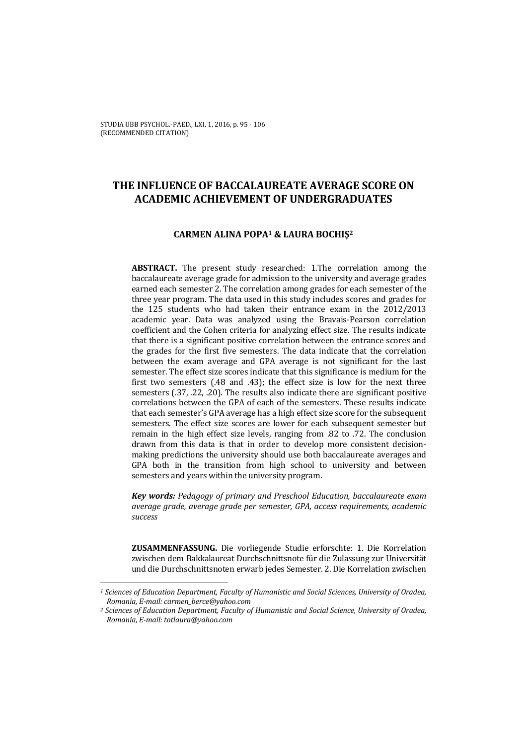# THE INFLUENCE OF BACCALAUREATE AVERAGE SCORE ON ACADEMIC ACHIEVEMENT OF UNDERGRADUATES

**CARMEN ALINA POPA[1] & LAURA BOCHIŞ[2]**

**ABSTRACT.** The present study researched: 1.The correlation among the baccalaureate average grade for admission to the university and average grades earned each semester 2. The correlation among grades for each semester of the three year program. The data used in this study includes scores and grades for the 125 students who had taken their entrance exam in the 2012/2013 academic year. Data was analyzed using the Bravais-Pearson correlation coefficient and the Cohen criteria for analyzing effect size. The results indicate that there is a significant positive correlation between the entrance scores and the grades for the first five semesters. The data indicate that the correlation between the exam average and GPA average is not significant for the last semester. The effect size scores indicate that this significance is medium for the first two semesters (.48 and .43); the effect size is low for the next three semesters (.37, .22, .20). The results also indicate there are significant positive correlations between the GPA of each of the semesters. These results indicate that each semester's GPA average has a high effect size score for the subsequent semesters. The effect size scores are lower for each subsequent semester but remain in the high effect size levels, ranging from .82 to .72. The conclusion drawn from this data is that in order to develop more consistent decision-making predictions the university should use both baccalaureate averages and GPA both in the transition from high school to university and between semesters and years within the university program.

***Key words:*** *Pedagogy of primary and Preschool Education, baccalaureate exam average grade, average grade per semester, GPA, access requirements, academic success*

**ZUSAMMENFASSUNG.** Die vorliegende Studie erforschte: 1. Die Korrelation zwischen dem Bakkalaureat Durchschnittsnote für die Zulassung zur Universität und die Durchschnittsnoten erwarb jedes Semester. 2. Die Korrelation zwischen

---

[1] *Sciences of Education Department, Faculty of Humanistic and Social Sciences, University of Oradea, Romania, E-mail: carmen_berce@yahoo.com*

[2] *Sciences of Education Department, Faculty of Humanistic and Social Science, University of Oradea, Romania, E-mail: totlaura@yahoo.com*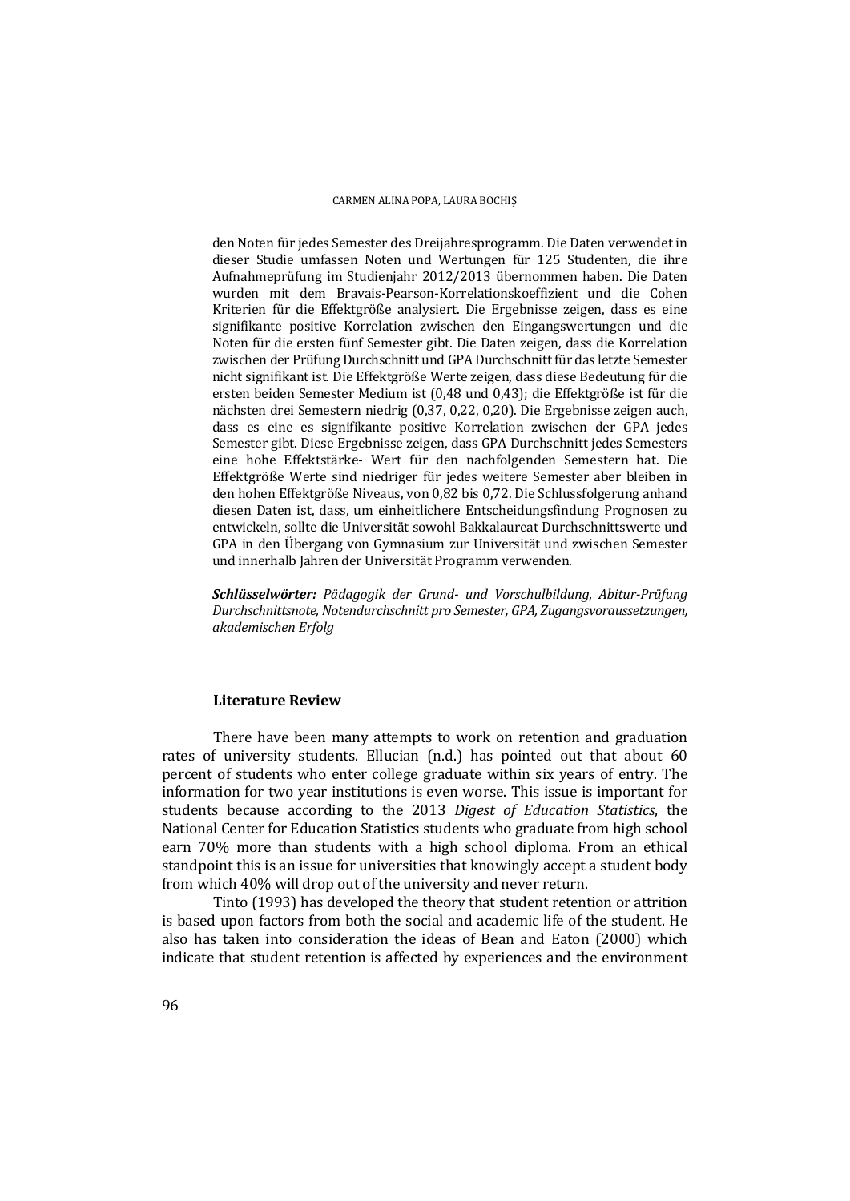den Noten für jedes Semester des Dreijahresprogramm. Die Daten verwendet in dieser Studie umfassen Noten und Wertungen für 125 Studenten, die ihre Aufnahmeprüfung im Studienjahr 2012/2013 übernommen haben. Die Daten wurden mit dem Bravais-Pearson-Korrelationskoeffizient und die Cohen Kriterien für die Effektgröße analysiert. Die Ergebnisse zeigen, dass es eine signifikante positive Korrelation zwischen den Eingangswertungen und die Noten für die ersten fünf Semester gibt. Die Daten zeigen, dass die Korrelation zwischen der Prüfung Durchschnitt und GPA Durchschnitt für das letzte Semester nicht signifikant ist. Die Effektgröße Werte zeigen, dass diese Bedeutung für die ersten beiden Semester Medium ist (0,48 und 0,43); die Effektgröße ist für die nächsten drei Semestern niedrig (0,37, 0,22, 0,20). Die Ergebnisse zeigen auch, dass es eine es signifikante positive Korrelation zwischen der GPA jedes Semester gibt. Diese Ergebnisse zeigen, dass GPA Durchschnitt jedes Semesters eine hohe Effektstärke- Wert für den nachfolgenden Semestern hat. Die Effektgröße Werte sind niedriger für jedes weitere Semester aber bleiben in den hohen Effektgröße Niveaus, von 0,82 bis 0,72. Die Schlussfolgerung anhand diesen Daten ist, dass, um einheitlichere Entscheidungsfindung Prognosen zu entwickeln, sollte die Universität sowohl Bakkalaureat Durchschnittswerte und GPA in den Übergang von Gymnasium zur Universität und zwischen Semester und innerhalb Jahren der Universität Programm verwenden.

***Schlüsselwörter:*** *Pädagogik der Grund- und Vorschulbildung, Abitur-Prüfung Durchschnittsnote, Notendurchschnitt pro Semester, GPA, Zugangsvoraussetzungen, akademischen Erfolg*

## Literature Review

There have been many attempts to work on retention and graduation rates of university students. Ellucian (n.d.) has pointed out that about 60 percent of students who enter college graduate within six years of entry. The information for two year institutions is even worse. This issue is important for students because according to the 2013 *Digest of Education Statistics*, the National Center for Education Statistics students who graduate from high school earn 70% more than students with a high school diploma. From an ethical standpoint this is an issue for universities that knowingly accept a student body from which 40% will drop out of the university and never return.

Tinto (1993) has developed the theory that student retention or attrition is based upon factors from both the social and academic life of the student. He also has taken into consideration the ideas of Bean and Eaton (2000) which indicate that student retention is affected by experiences and the environment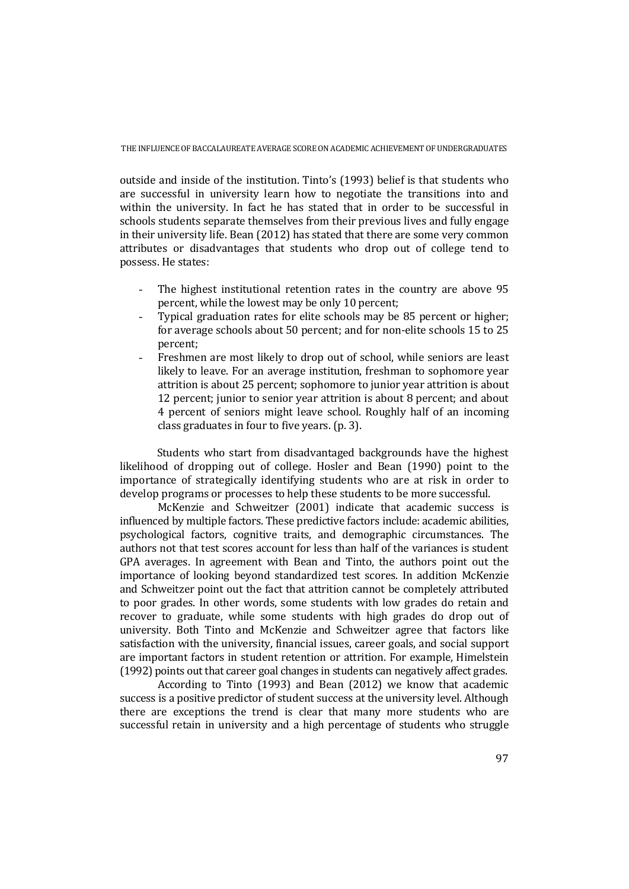outside and inside of the institution. Tinto's (1993) belief is that students who are successful in university learn how to negotiate the transitions into and within the university. In fact he has stated that in order to be successful in schools students separate themselves from their previous lives and fully engage in their university life. Bean (2012) has stated that there are some very common attributes or disadvantages that students who drop out of college tend to possess. He states:

- The highest institutional retention rates in the country are above 95 percent, while the lowest may be only 10 percent;
- Typical graduation rates for elite schools may be 85 percent or higher; for average schools about 50 percent; and for non-elite schools 15 to 25 percent;
- Freshmen are most likely to drop out of school, while seniors are least likely to leave. For an average institution, freshman to sophomore year attrition is about 25 percent; sophomore to junior year attrition is about 12 percent; junior to senior year attrition is about 8 percent; and about 4 percent of seniors might leave school. Roughly half of an incoming class graduates in four to five years. (p. 3).

Students who start from disadvantaged backgrounds have the highest likelihood of dropping out of college. Hosler and Bean (1990) point to the importance of strategically identifying students who are at risk in order to develop programs or processes to help these students to be more successful.

McKenzie and Schweitzer (2001) indicate that academic success is influenced by multiple factors. These predictive factors include: academic abilities, psychological factors, cognitive traits, and demographic circumstances. The authors not that test scores account for less than half of the variances is student GPA averages. In agreement with Bean and Tinto, the authors point out the importance of looking beyond standardized test scores. In addition McKenzie and Schweitzer point out the fact that attrition cannot be completely attributed to poor grades. In other words, some students with low grades do retain and recover to graduate, while some students with high grades do drop out of university. Both Tinto and McKenzie and Schweitzer agree that factors like satisfaction with the university, financial issues, career goals, and social support are important factors in student retention or attrition. For example, Himelstein (1992) points out that career goal changes in students can negatively affect grades.

According to Tinto (1993) and Bean (2012) we know that academic success is a positive predictor of student success at the university level. Although there are exceptions the trend is clear that many more students who are successful retain in university and a high percentage of students who struggle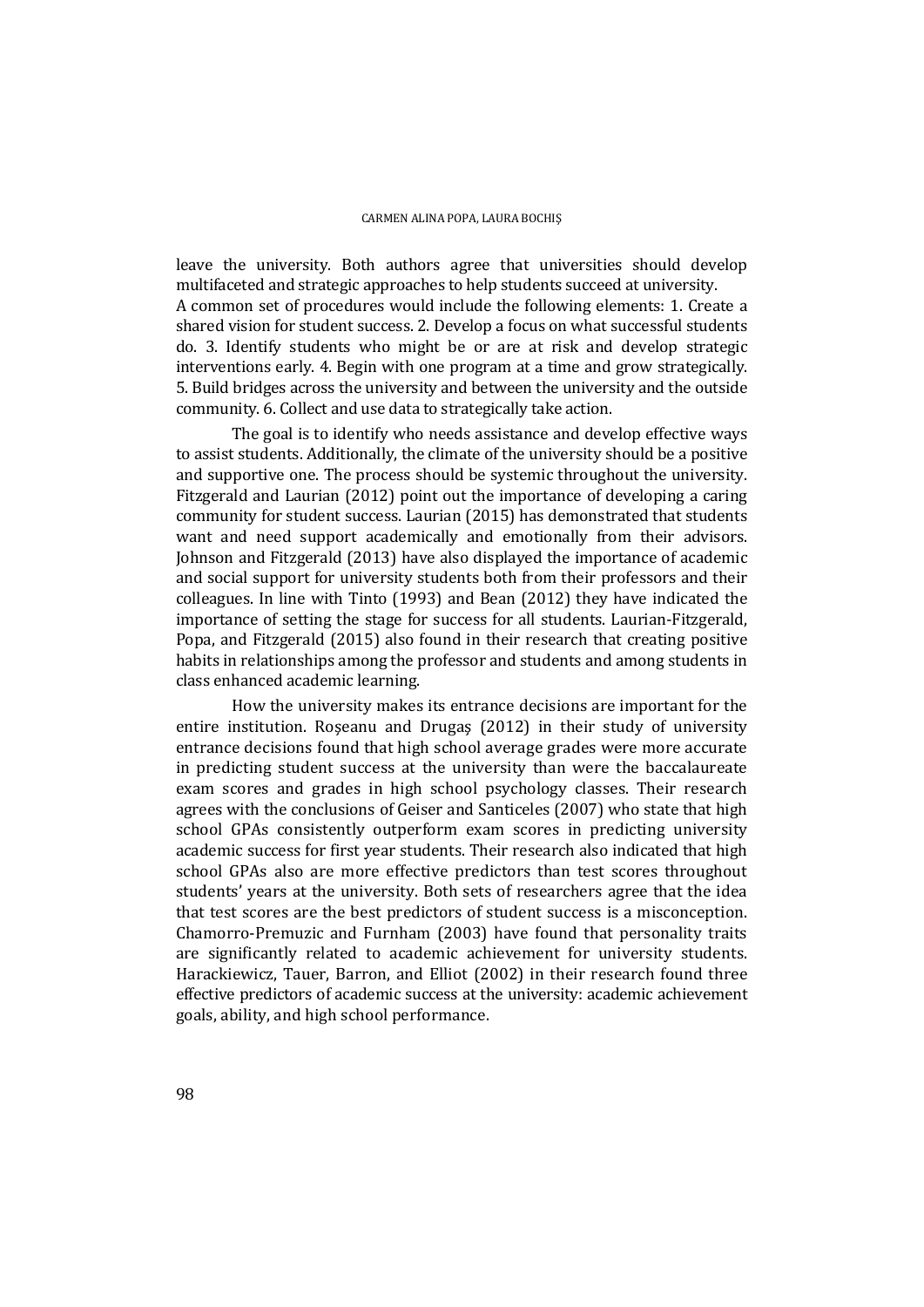leave the university. Both authors agree that universities should develop multifaceted and strategic approaches to help students succeed at university.
A common set of procedures would include the following elements: 1. Create a shared vision for student success. 2. Develop a focus on what successful students do. 3. Identify students who might be or are at risk and develop strategic interventions early. 4. Begin with one program at a time and grow strategically. 5. Build bridges across the university and between the university and the outside community. 6. Collect and use data to strategically take action.

The goal is to identify who needs assistance and develop effective ways to assist students. Additionally, the climate of the university should be a positive and supportive one. The process should be systemic throughout the university. Fitzgerald and Laurian (2012) point out the importance of developing a caring community for student success. Laurian (2015) has demonstrated that students want and need support academically and emotionally from their advisors. Johnson and Fitzgerald (2013) have also displayed the importance of academic and social support for university students both from their professors and their colleagues. In line with Tinto (1993) and Bean (2012) they have indicated the importance of setting the stage for success for all students. Laurian-Fitzgerald, Popa, and Fitzgerald (2015) also found in their research that creating positive habits in relationships among the professor and students and among students in class enhanced academic learning.

How the university makes its entrance decisions are important for the entire institution. Roşeanu and Drugaş (2012) in their study of university entrance decisions found that high school average grades were more accurate in predicting student success at the university than were the baccalaureate exam scores and grades in high school psychology classes. Their research agrees with the conclusions of Geiser and Santiceles (2007) who state that high school GPAs consistently outperform exam scores in predicting university academic success for first year students. Their research also indicated that high school GPAs also are more effective predictors than test scores throughout students' years at the university. Both sets of researchers agree that the idea that test scores are the best predictors of student success is a misconception. Chamorro-Premuzic and Furnham (2003) have found that personality traits are significantly related to academic achievement for university students. Harackiewicz, Tauer, Barron, and Elliot (2002) in their research found three effective predictors of academic success at the university: academic achievement goals, ability, and high school performance.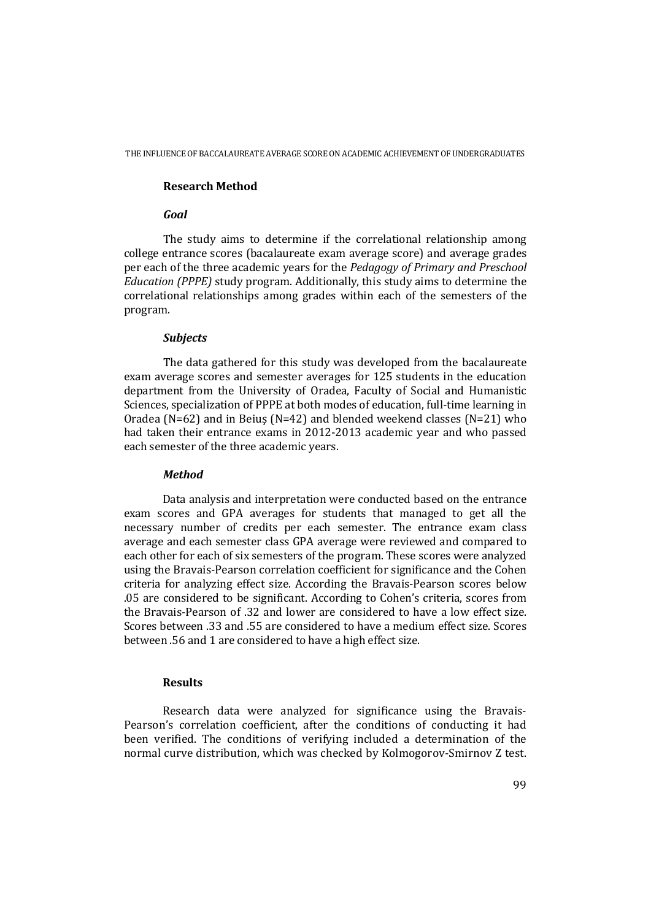## Research Method

### *Goal*

The study aims to determine if the correlational relationship among college entrance scores (bacalaureate exam average score) and average grades per each of the three academic years for the *Pedagogy of Primary and Preschool Education (PPPE)* study program. Additionally, this study aims to determine the correlational relationships among grades within each of the semesters of the program.

### *Subjects*

The data gathered for this study was developed from the bacalaureate exam average scores and semester averages for 125 students in the education department from the University of Oradea, Faculty of Social and Humanistic Sciences, specialization of PPPE at both modes of education, full-time learning in Oradea (N=62) and in Beiuș (N=42) and blended weekend classes (N=21) who had taken their entrance exams in 2012-2013 academic year and who passed each semester of the three academic years.

### *Method*

Data analysis and interpretation were conducted based on the entrance exam scores and GPA averages for students that managed to get all the necessary number of credits per each semester. The entrance exam class average and each semester class GPA average were reviewed and compared to each other for each of six semesters of the program. These scores were analyzed using the Bravais-Pearson correlation coefficient for significance and the Cohen criteria for analyzing effect size. According the Bravais-Pearson scores below .05 are considered to be significant. According to Cohen's criteria, scores from the Bravais-Pearson of .32 and lower are considered to have a low effect size. Scores between .33 and .55 are considered to have a medium effect size. Scores between .56 and 1 are considered to have a high effect size.

## Results

Research data were analyzed for significance using the Bravais-Pearson's correlation coefficient, after the conditions of conducting it had been verified. The conditions of verifying included a determination of the normal curve distribution, which was checked by Kolmogorov-Smirnov Z test.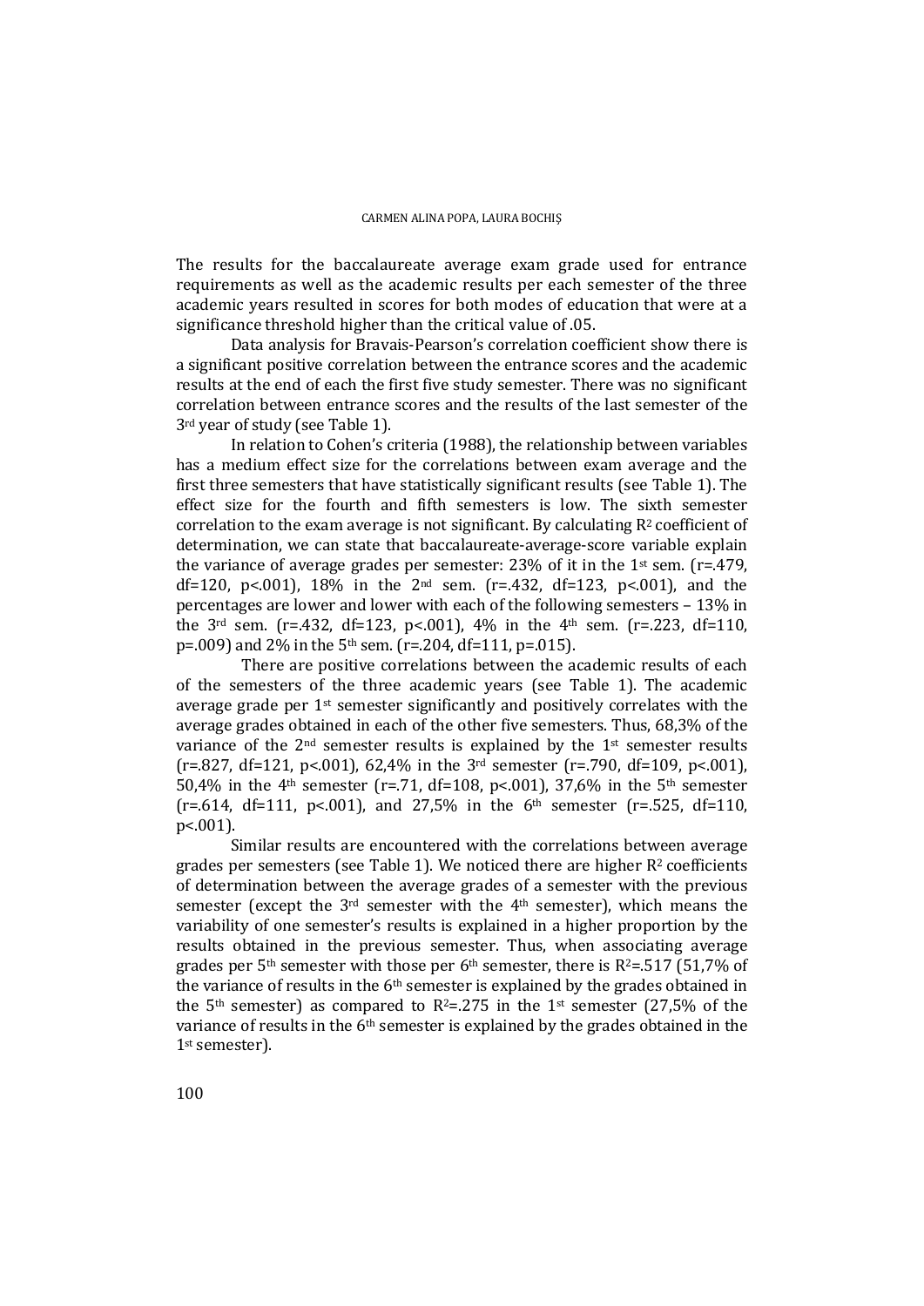The results for the baccalaureate average exam grade used for entrance requirements as well as the academic results per each semester of the three academic years resulted in scores for both modes of education that were at a significance threshold higher than the critical value of .05.

Data analysis for Bravais-Pearson's correlation coefficient show there is a significant positive correlation between the entrance scores and the academic results at the end of each the first five study semester. There was no significant correlation between entrance scores and the results of the last semester of the 3rd year of study (see Table 1).

In relation to Cohen's criteria (1988), the relationship between variables has a medium effect size for the correlations between exam average and the first three semesters that have statistically significant results (see Table 1). The effect size for the fourth and fifth semesters is low. The sixth semester correlation to the exam average is not significant. By calculating $R^2$ coefficient of determination, we can state that baccalaureate-average-score variable explain the variance of average grades per semester: 23% of it in the 1st sem. ($r=.479$, $df=120$, $p<.001$), 18% in the 2nd sem. ($r=.432$, $df=123$, $p<.001$), and the percentages are lower and lower with each of the following semesters – 13% in the 3rd sem. ($r=.432$, $df=123$, $p<.001$), 4% in the 4th sem. ($r=.223$, $df=110$, $p=.009$) and 2% in the 5th sem. ($r=.204$, $df=111$, $p=.015$).

There are positive correlations between the academic results of each of the semesters of the three academic years (see Table 1). The academic average grade per 1st semester significantly and positively correlates with the average grades obtained in each of the other five semesters. Thus, 68,3% of the variance of the 2nd semester results is explained by the 1st semester results ($r=.827$, $df=121$, $p<.001$), 62,4% in the 3rd semester ($r=.790$, $df=109$, $p<.001$), 50,4% in the 4th semester ($r=.71$, $df=108$, $p<.001$), 37,6% in the 5th semester ($r=.614$, $df=111$, $p<.001$), and 27,5% in the 6th semester ($r=.525$, $df=110$, $p<.001$).

Similar results are encountered with the correlations between average grades per semesters (see Table 1). We noticed there are higher $R^2$ coefficients of determination between the average grades of a semester with the previous semester (except the 3rd semester with the 4th semester), which means the variability of one semester's results is explained in a higher proportion by the results obtained in the previous semester. Thus, when associating average grades per 5th semester with those per 6th semester, there is $R^2=.517$ (51,7% of the variance of results in the 6th semester is explained by the grades obtained in the 5th semester) as compared to $R^2=.275$ in the 1st semester (27,5% of the variance of results in the 6th semester is explained by the grades obtained in the 1st semester).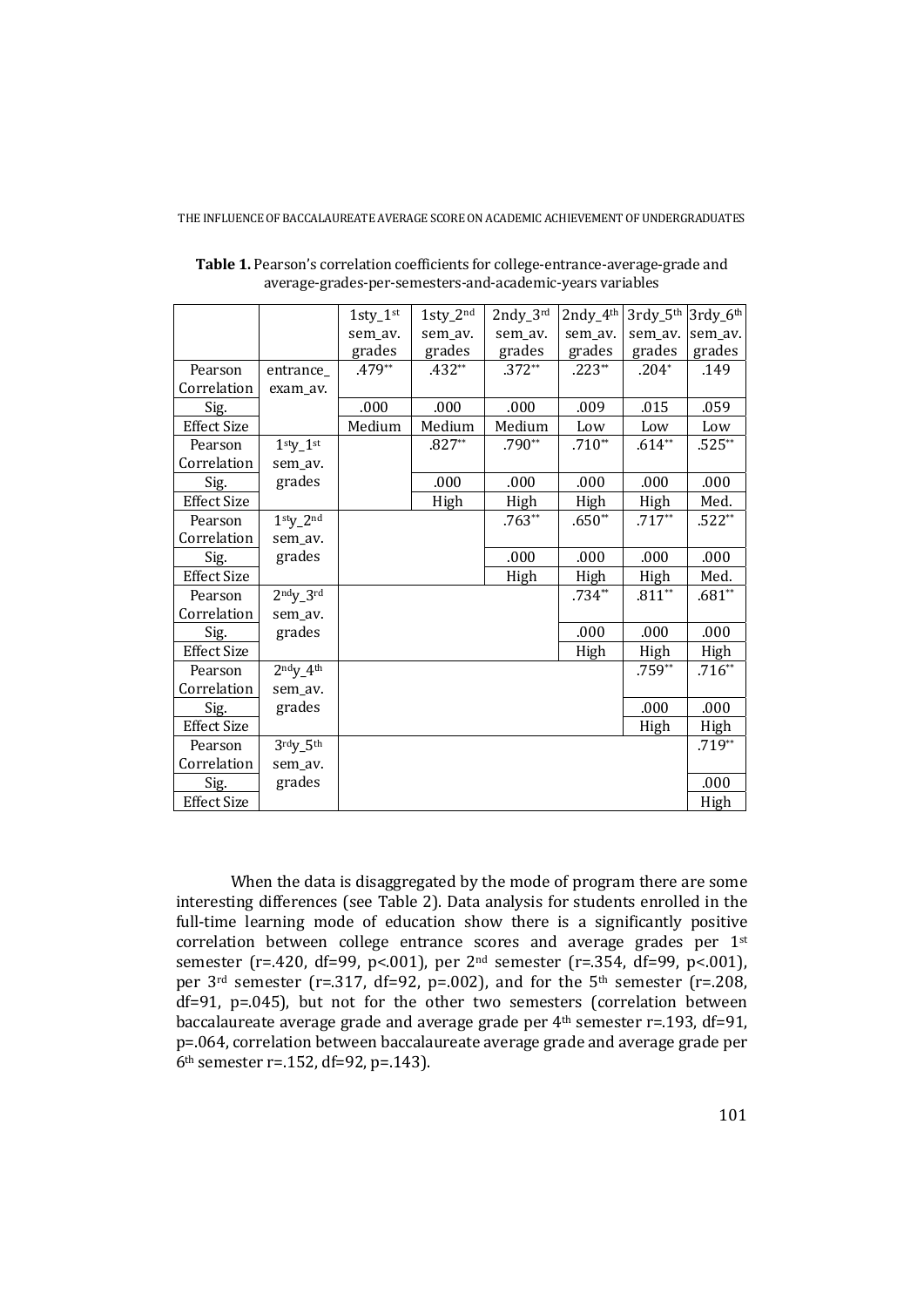**Table 1.** Pearson's correlation coefficients for college-entrance-average-grade and average-grades-per-semesters-and-academic-years variables

| | | 1sty_1st sem_av. grades | 1sty_2nd sem_av. grades | 2ndy_3rd sem_av. grades | 2ndy_4th sem_av. grades | 3rdy_5th sem_av. grades | 3rdy_6th sem_av. grades |
|---|---|---|---|---|---|---|---|
| Pearson Correlation | entrance_ exam_av. | .479** | .432** | .372** | .223** | .204* | .149 |
| Sig. | | .000 | .000 | .000 | .009 | .015 | .059 |
| Effect Size | | Medium | Medium | Medium | Low | Low | Low |
| Pearson Correlation | 1sty_1st sem_av. grades | | .827** | .790** | .710** | .614** | .525** |
| Sig. | | | .000 | .000 | .000 | .000 | .000 |
| Effect Size | | | High | High | High | High | Med. |
| Pearson Correlation | 1sty_2nd sem_av. grades | | | .763** | .650** | .717** | .522** |
| Sig. | | | | .000 | .000 | .000 | .000 |
| Effect Size | | | | High | High | High | Med. |
| Pearson Correlation | 2ndy_3rd sem_av. grades | | | | .734** | .811** | .681** |
| Sig. | | | | | .000 | .000 | .000 |
| Effect Size | | | | | High | High | High |
| Pearson Correlation | 2ndy_4th sem_av. grades | | | | | .759** | .716** |
| Sig. | | | | | | .000 | .000 |
| Effect Size | | | | | | High | High |
| Pearson Correlation | 3rdy_5th sem_av. grades | | | | | | .719** |
| Sig. | | | | | | | .000 |
| Effect Size | | | | | | | High |

When the data is disaggregated by the mode of program there are some interesting differences (see Table 2). Data analysis for students enrolled in the full-time learning mode of education show there is a significantly positive correlation between college entrance scores and average grades per 1st semester ($r=.420$, $df=99$, $p<.001$), per 2nd semester ($r=.354$, $df=99$, $p<.001$), per 3rd semester ($r=.317$, $df=92$, $p=.002$), and for the 5th semester ($r=.208$, $df=91$, $p=.045$), but not for the other two semesters (correlation between baccalaureate average grade and average grade per 4th semester $r=.193$, $df=91$, $p=.064$, correlation between baccalaureate average grade and average grade per 6th semester $r=.152$, $df=92$, $p=.143$).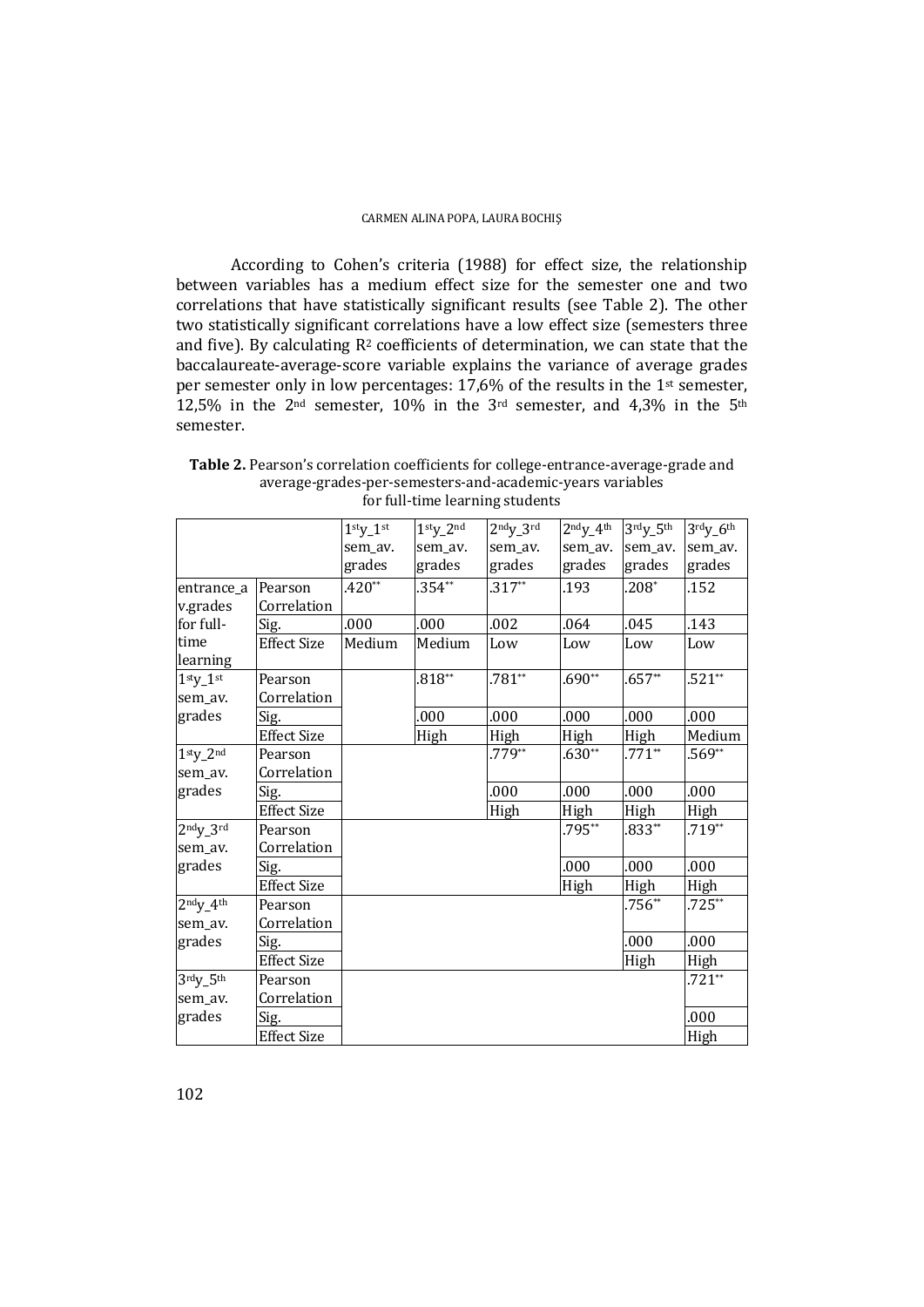According to Cohen's criteria (1988) for effect size, the relationship between variables has a medium effect size for the semester one and two correlations that have statistically significant results (see Table 2). The other two statistically significant correlations have a low effect size (semesters three and five). By calculating $R^2$ coefficients of determination, we can state that the baccalaureate-average-score variable explains the variance of average grades per semester only in low percentages: 17,6% of the results in the 1st semester, 12,5% in the 2nd semester, 10% in the 3rd semester, and 4,3% in the 5th semester.

**Table 2.** Pearson's correlation coefficients for college-entrance-average-grade and average-grades-per-semesters-and-academic-years variables for full-time learning students

| | | 1sty_1st sem_av. grades | 1sty_2nd sem_av. grades | 2ndy_3rd sem_av. grades | 2ndy_4th sem_av. grades | 3rdy_5th sem_av. grades | 3rdy_6th sem_av. grades |
|---|---|---|---|---|---|---|---|
| entrance_av.grades for full-time learning | Pearson Correlation | .420** | .354** | .317** | .193 | .208* | .152 |
| | Sig. | .000 | .000 | .002 | .064 | .045 | .143 |
| | Effect Size | Medium | Medium | Low | Low | Low | Low |
| 1sty_1st sem_av. grades | Pearson Correlation | | .818** | .781** | .690** | .657** | .521** |
| | Sig. | | .000 | .000 | .000 | .000 | .000 |
| | Effect Size | | High | High | High | High | Medium |
| 1sty_2nd sem_av. grades | Pearson Correlation | | | .779** | .630** | .771** | .569** |
| | Sig. | | | .000 | .000 | .000 | .000 |
| | Effect Size | | | High | High | High | High |
| 2ndy_3rd sem_av. grades | Pearson Correlation | | | | .795** | .833** | .719** |
| | Sig. | | | | .000 | .000 | .000 |
| | Effect Size | | | | High | High | High |
| 2ndy_4th sem_av. grades | Pearson Correlation | | | | | .756** | .725** |
| | Sig. | | | | | .000 | .000 |
| | Effect Size | | | | | High | High |
| 3rdy_5th sem_av. grades | Pearson Correlation | | | | | | .721** |
| | Sig. | | | | | | .000 |
| | Effect Size | | | | | | High |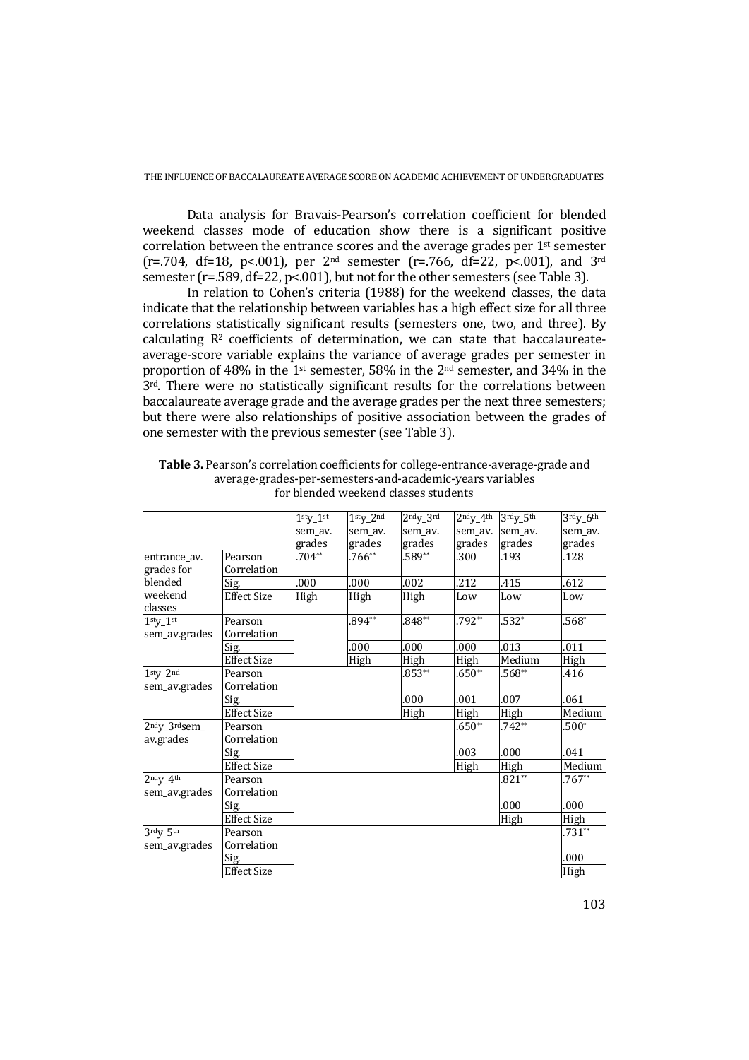Data analysis for Bravais-Pearson's correlation coefficient for blended weekend classes mode of education show there is a significant positive correlation between the entrance scores and the average grades per 1st semester ($r=.704$, $df=18$, $p<.001$), per 2nd semester ($r=.766$, $df=22$, $p<.001$), and 3rd semester ($r=.589$, $df=22$, $p<.001$), but not for the other semesters (see Table 3).

In relation to Cohen's criteria (1988) for the weekend classes, the data indicate that the relationship between variables has a high effect size for all three correlations statistically significant results (semesters one, two, and three). By calculating $R^2$ coefficients of determination, we can state that baccalaureate-average-score variable explains the variance of average grades per semester in proportion of 48% in the 1st semester, 58% in the 2nd semester, and 34% in the 3rd. There were no statistically significant results for the correlations between baccalaureate average grade and the average grades per the next three semesters; but there were also relationships of positive association between the grades of one semester with the previous semester (see Table 3).

**Table 3.** Pearson's correlation coefficients for college-entrance-average-grade and average-grades-per-semesters-and-academic-years variables for blended weekend classes students

| | | 1sty_1st sem_av. grades | 1sty_2nd sem_av. grades | 2ndy_3rd sem_av. grades | 2ndy_4th sem_av. grades | 3rdy_5th sem_av. grades | 3rdy_6th sem_av. grades |
|---|---|---|---|---|---|---|---|
| entrance_av. grades for blended weekend classes | Pearson Correlation | .704** | .766** | .589** | .300 | .193 | .128 |
| | Sig. | .000 | .000 | .002 | .212 | .415 | .612 |
| | Effect Size | High | High | High | Low | Low | Low |
| 1sty_1st sem_av.grades | Pearson Correlation | | .894** | .848** | .792** | .532* | .568* |
| | Sig. | | .000 | .000 | .000 | .013 | .011 |
| | Effect Size | | High | High | High | Medium | High |
| 1sty_2nd sem_av.grades | Pearson Correlation | | | .853** | .650** | .568** | .416 |
| | Sig. | | | .000 | .001 | .007 | .061 |
| | Effect Size | | | High | High | High | Medium |
| 2ndy_3rdsem_ av.grades | Pearson Correlation | | | | .650** | .742** | .500* |
| | Sig. | | | | .003 | .000 | .041 |
| | Effect Size | | | | High | High | Medium |
| 2ndy_4th sem_av.grades | Pearson Correlation | | | | | .821** | .767** |
| | Sig. | | | | | .000 | .000 |
| | Effect Size | | | | | High | High |
| 3rdy_5th sem_av.grades | Pearson Correlation | | | | | | .731** |
| | Sig. | | | | | | .000 |
| | Effect Size | | | | | | High |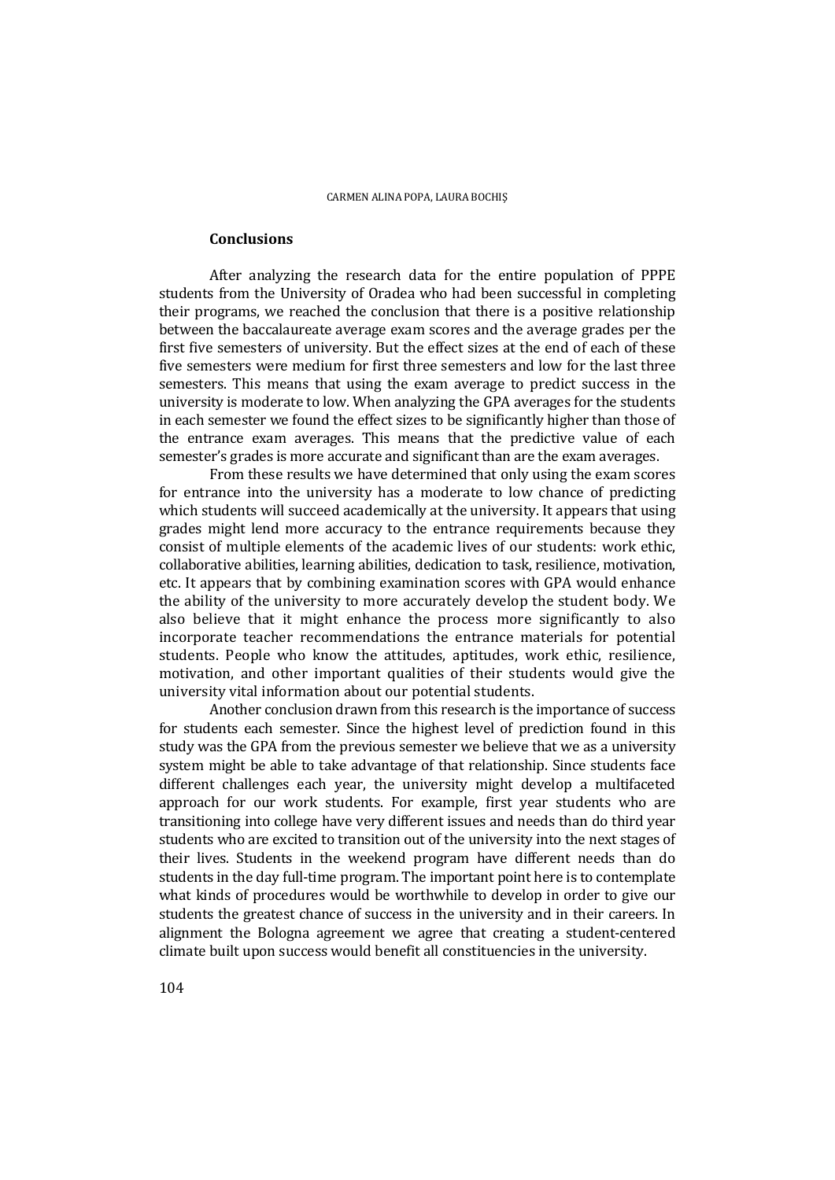## Conclusions

After analyzing the research data for the entire population of PPPE students from the University of Oradea who had been successful in completing their programs, we reached the conclusion that there is a positive relationship between the baccalaureate average exam scores and the average grades per the first five semesters of university. But the effect sizes at the end of each of these five semesters were medium for first three semesters and low for the last three semesters. This means that using the exam average to predict success in the university is moderate to low. When analyzing the GPA averages for the students in each semester we found the effect sizes to be significantly higher than those of the entrance exam averages. This means that the predictive value of each semester's grades is more accurate and significant than are the exam averages.

From these results we have determined that only using the exam scores for entrance into the university has a moderate to low chance of predicting which students will succeed academically at the university. It appears that using grades might lend more accuracy to the entrance requirements because they consist of multiple elements of the academic lives of our students: work ethic, collaborative abilities, learning abilities, dedication to task, resilience, motivation, etc. It appears that by combining examination scores with GPA would enhance the ability of the university to more accurately develop the student body. We also believe that it might enhance the process more significantly to also incorporate teacher recommendations the entrance materials for potential students. People who know the attitudes, aptitudes, work ethic, resilience, motivation, and other important qualities of their students would give the university vital information about our potential students.

Another conclusion drawn from this research is the importance of success for students each semester. Since the highest level of prediction found in this study was the GPA from the previous semester we believe that we as a university system might be able to take advantage of that relationship. Since students face different challenges each year, the university might develop a multifaceted approach for our work students. For example, first year students who are transitioning into college have very different issues and needs than do third year students who are excited to transition out of the university into the next stages of their lives. Students in the weekend program have different needs than do students in the day full-time program. The important point here is to contemplate what kinds of procedures would be worthwhile to develop in order to give our students the greatest chance of success in the university and in their careers. In alignment the Bologna agreement we agree that creating a student-centered climate built upon success would benefit all constituencies in the university.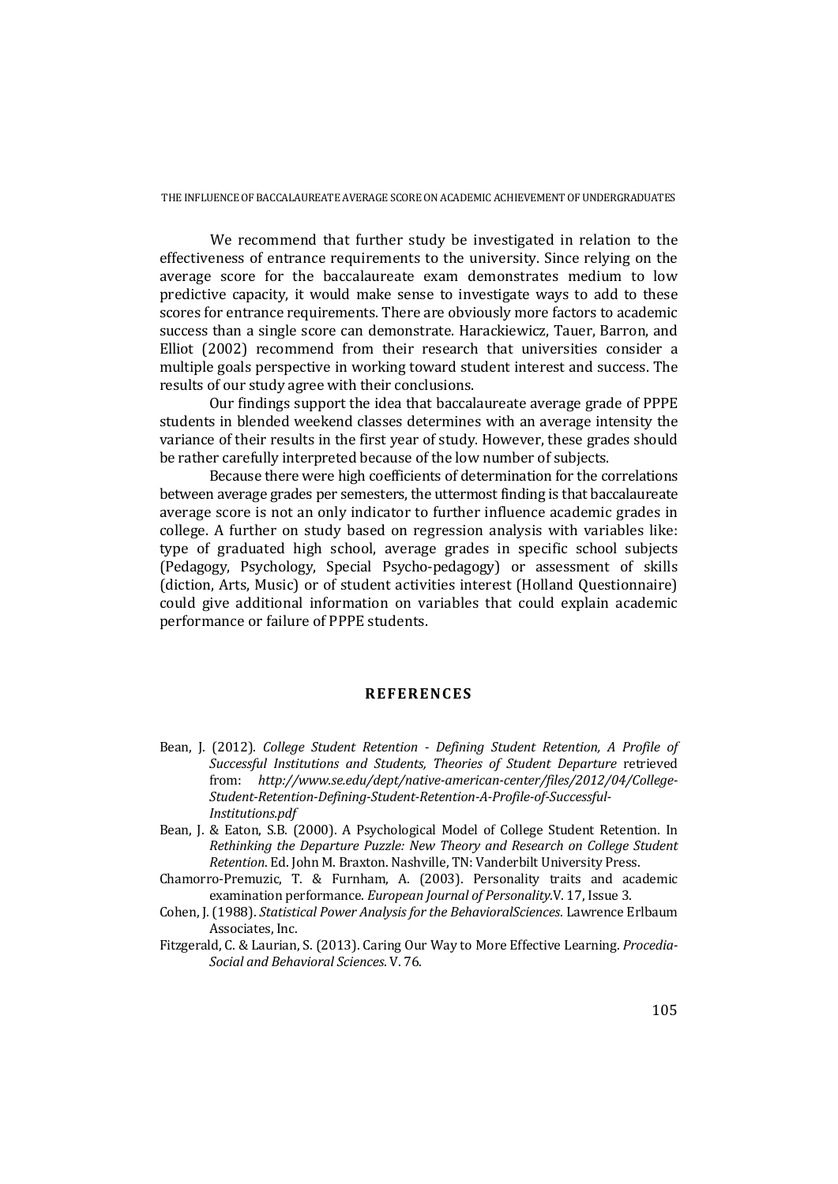We recommend that further study be investigated in relation to the effectiveness of entrance requirements to the university. Since relying on the average score for the baccalaureate exam demonstrates medium to low predictive capacity, it would make sense to investigate ways to add to these scores for entrance requirements. There are obviously more factors to academic success than a single score can demonstrate. Harackiewicz, Tauer, Barron, and Elliot (2002) recommend from their research that universities consider a multiple goals perspective in working toward student interest and success. The results of our study agree with their conclusions.

Our findings support the idea that baccalaureate average grade of PPPE students in blended weekend classes determines with an average intensity the variance of their results in the first year of study. However, these grades should be rather carefully interpreted because of the low number of subjects.

Because there were high coefficients of determination for the correlations between average grades per semesters, the uttermost finding is that baccalaureate average score is not an only indicator to further influence academic grades in college. A further on study based on regression analysis with variables like: type of graduated high school, average grades in specific school subjects (Pedagogy, Psychology, Special Psycho-pedagogy) or assessment of skills (diction, Arts, Music) or of student activities interest (Holland Questionnaire) could give additional information on variables that could explain academic performance or failure of PPPE students.

## REFERENCES

- Bean, J. (2012). *College Student Retention - Defining Student Retention, A Profile of Successful Institutions and Students, Theories of Student Departure* retrieved from: *http://www.se.edu/dept/native-american-center/files/2012/04/College-Student-Retention-Defining-Student-Retention-A-Profile-of-Successful-Institutions.pdf*
- Bean, J. & Eaton, S.B. (2000). A Psychological Model of College Student Retention. In *Rethinking the Departure Puzzle: New Theory and Research on College Student Retention*. Ed. John M. Braxton. Nashville, TN: Vanderbilt University Press.
- Chamorro-Premuzic, T. & Furnham, A. (2003). Personality traits and academic examination performance. *European Journal of Personality*.V. 17, Issue 3.
- Cohen, J. (1988). *Statistical Power Analysis for the BehavioralSciences*. Lawrence Erlbaum Associates, Inc.
- Fitzgerald, C. & Laurian, S. (2013). Caring Our Way to More Effective Learning. *Procedia-Social and Behavioral Sciences*. V. 76.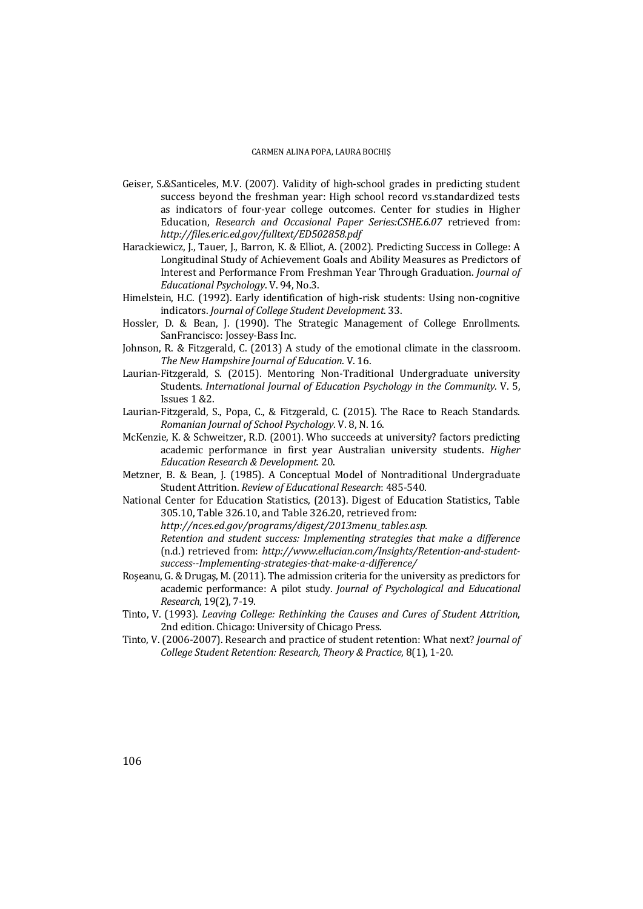Geiser, S.&Santiceles, M.V. (2007). Validity of high-school grades in predicting student success beyond the freshman year: High school record vs.standardized tests as indicators of four-year college outcomes. Center for studies in Higher Education, *Research and Occasional Paper Series:CSHE.6.07* retrieved from: *http://files.eric.ed.gov/fulltext/ED502858.pdf*

Harackiewicz, J., Tauer, J., Barron, K. & Elliot, A. (2002). Predicting Success in College: A Longitudinal Study of Achievement Goals and Ability Measures as Predictors of Interest and Performance From Freshman Year Through Graduation. *Journal of Educational Psychology*. V. 94, No.3.

Himelstein, H.C. (1992). Early identification of high-risk students: Using non-cognitive indicators. *Journal of College Student Development*. 33.

Hossler, D. & Bean, J. (1990). The Strategic Management of College Enrollments. SanFrancisco: Jossey-Bass Inc.

Johnson, R. & Fitzgerald, C. (2013) A study of the emotional climate in the classroom. *The New Hampshire Journal of Education*. V. 16.

Laurian-Fitzgerald, S. (2015). Mentoring Non-Traditional Undergraduate university Students. *International Journal of Education Psychology in the Community*. V. 5, Issues 1 &2.

Laurian-Fitzgerald, S., Popa, C., & Fitzgerald, C. (2015). The Race to Reach Standards. *Romanian Journal of School Psychology*. V. 8, N. 16.

McKenzie, K. & Schweitzer, R.D. (2001). Who succeeds at university? factors predicting academic performance in first year Australian university students. *Higher Education Research & Development.* 20.

Metzner, B. & Bean, J. (1985). A Conceptual Model of Nontraditional Undergraduate Student Attrition. *Review of Educational Research*: 485-540.

National Center for Education Statistics, (2013). Digest of Education Statistics, Table 305.10, Table 326.10, and Table 326.20, retrieved from: *http://nces.ed.gov/programs/digest/2013menu_tables.asp.*

*Retention and student success: Implementing strategies that make a difference* (n.d.) retrieved from: *http://www.ellucian.com/Insights/Retention-and-student-success--Implementing-strategies-that-make-a-difference/*

Roşeanu, G. & Drugaş, M. (2011). The admission criteria for the university as predictors for academic performance: A pilot study. *Journal of Psychological and Educational Research*, 19(2), 7-19.

Tinto, V. (1993). *Leaving College: Rethinking the Causes and Cures of Student Attrition*, 2nd edition. Chicago: University of Chicago Press.

Tinto, V. (2006-2007). Research and practice of student retention: What next? *Journal of College Student Retention: Research, Theory & Practice*, 8(1), 1-20.